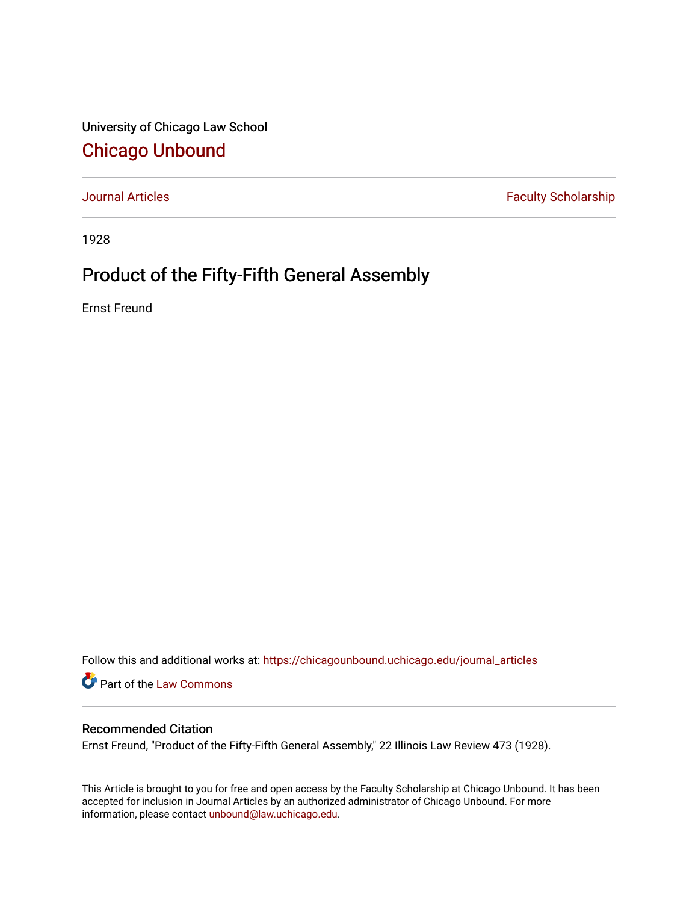University of Chicago Law School

# Chicago Unbound

Journal Articles

Faculty Scholarship

1928

## Product of the Fifty-Fifth General Assembly

Ernst Freund

Follow this and additional works at: https://chicagounbound.uchicago.edu/journal_articles

Part of the Law Commons

### Recommended Citation

Ernst Freund, "Product of the Fifty-Fifth General Assembly," 22 Illinois Law Review 473 (1928).

This Article is brought to you for free and open access by the Faculty Scholarship at Chicago Unbound. It has been accepted for inclusion in Journal Articles by an authorized administrator of Chicago Unbound. For more information, please contact unbound@law.uchicago.edu.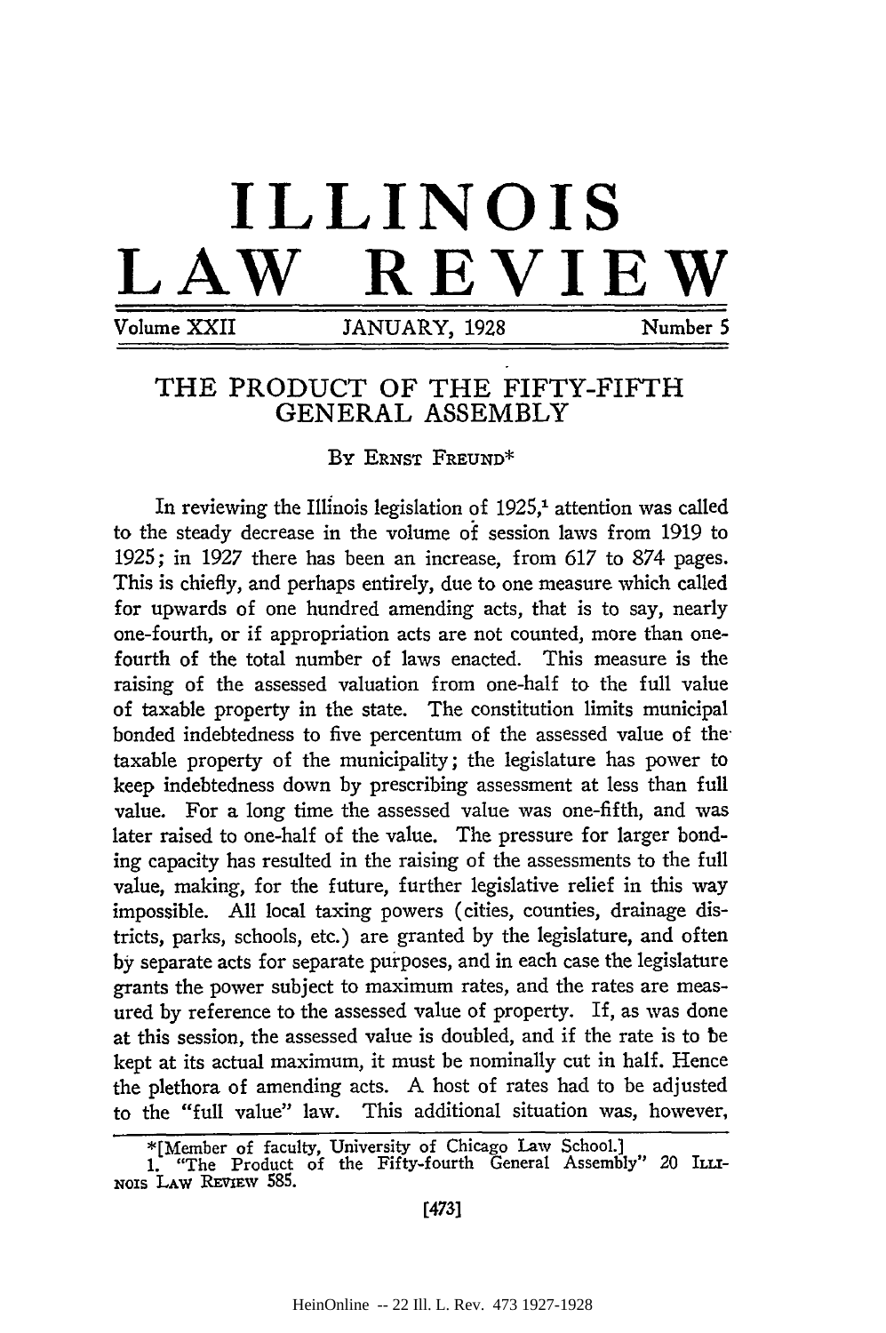# ILLINOIS LAW REVIEW

Volume XXII JANUARY, 1928 Number 5

## THE PRODUCT OF THE FIFTY-FIFTH GENERAL ASSEMBLY

BY ERNST FREUND*

In reviewing the Illinois legislation of 1925,[1] attention was called to the steady decrease in the volume of session laws from 1919 to 1925; in 1927 there has been an increase, from 617 to 874 pages. This is chiefly, and perhaps entirely, due to one measure which called for upwards of one hundred amending acts, that is to say, nearly one-fourth, or if appropriation acts are not counted, more than one-fourth of the total number of laws enacted. This measure is the raising of the assessed valuation from one-half to the full value of taxable property in the state. The constitution limits municipal bonded indebtedness to five percentum of the assessed value of the taxable property of the municipality; the legislature has power to keep indebtedness down by prescribing assessment at less than full value. For a long time the assessed value was one-fifth, and was later raised to one-half of the value. The pressure for larger bonding capacity has resulted in the raising of the assessments to the full value, making, for the future, further legislative relief in this way impossible. All local taxing powers (cities, counties, drainage districts, parks, schools, etc.) are granted by the legislature, and often by separate acts for separate purposes, and in each case the legislature grants the power subject to maximum rates, and the rates are measured by reference to the assessed value of property. If, as was done at this session, the assessed value is doubled, and if the rate is to be kept at its actual maximum, it must be nominally cut in half. Hence the plethora of amending acts. A host of rates had to be adjusted to the "full value" law. This additional situation was, however,

*[Member of faculty, University of Chicago Law School.]

1. "The Product of the Fifty-fourth General Assembly" 20 ILLINOIS LAW REVIEW 585.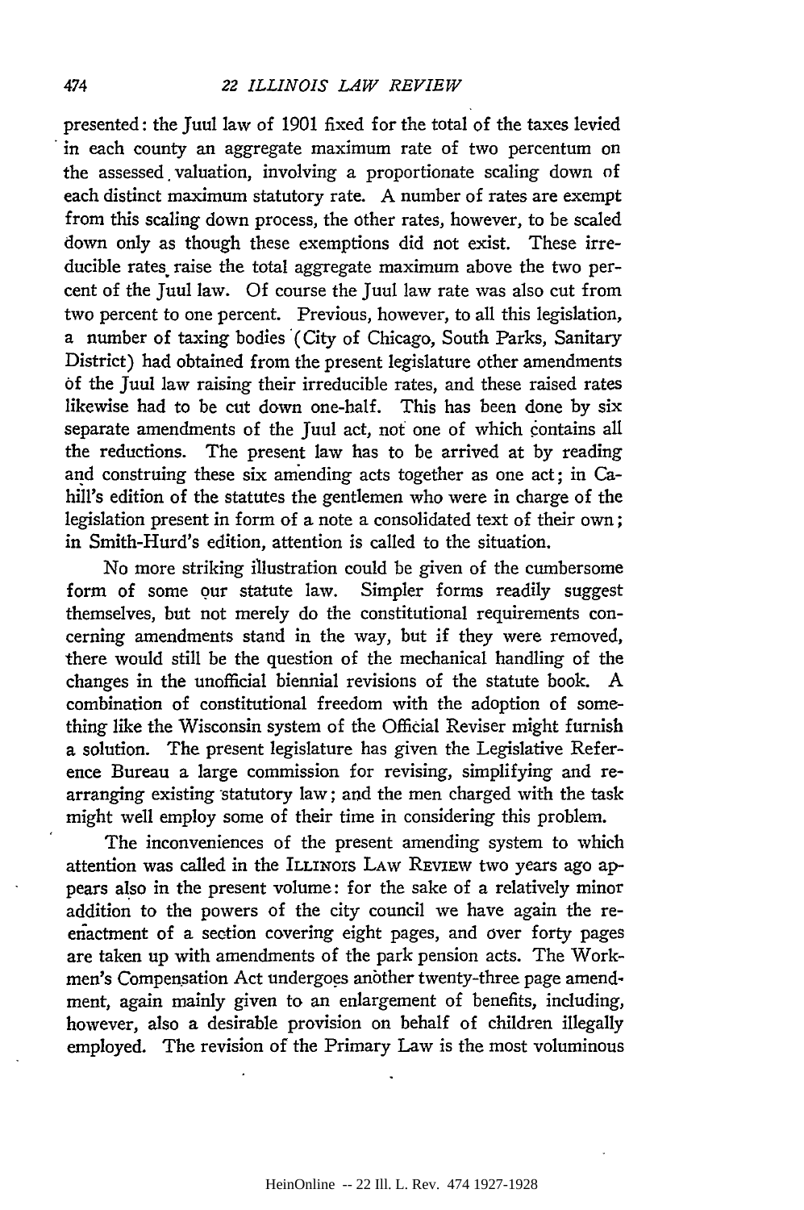presented: the Juul law of 1901 fixed for the total of the taxes levied in each county an aggregate maximum rate of two percentum on the assessed valuation, involving a proportionate scaling down of each distinct maximum statutory rate. A number of rates are exempt from this scaling down process, the other rates, however, to be scaled down only as though these exemptions did not exist. These irreducible rates raise the total aggregate maximum above the two percent of the Juul law. Of course the Juul law rate was also cut from two percent to one percent. Previous, however, to all this legislation, a number of taxing bodies (City of Chicago, South Parks, Sanitary District) had obtained from the present legislature other amendments of the Juul law raising their irreducible rates, and these raised rates likewise had to be cut down one-half. This has been done by six separate amendments of the Juul act, not one of which contains all the reductions. The present law has to be arrived at by reading and construing these six amending acts together as one act; in Cahill's edition of the statutes the gentlemen who were in charge of the legislation present in form of a note a consolidated text of their own; in Smith-Hurd's edition, attention is called to the situation.

No more striking illustration could be given of the cumbersome form of some our statute law. Simpler forms readily suggest themselves, but not merely do the constitutional requirements concerning amendments stand in the way, but if they were removed, there would still be the question of the mechanical handling of the changes in the unofficial biennial revisions of the statute book. A combination of constitutional freedom with the adoption of something like the Wisconsin system of the Official Reviser might furnish a solution. The present legislature has given the Legislative Reference Bureau a large commission for revising, simplifying and rearranging existing statutory law; and the men charged with the task might well employ some of their time in considering this problem.

The inconveniences of the present amending system to which attention was called in the ILLINOIS LAW REVIEW two years ago appears also in the present volume: for the sake of a relatively minor addition to the powers of the city council we have again the reenactment of a section covering eight pages, and over forty pages are taken up with amendments of the park pension acts. The Workmen's Compensation Act undergoes another twenty-three page amendment, again mainly given to an enlargement of benefits, including, however, also a desirable provision on behalf of children illegally employed. The revision of the Primary Law is the most voluminous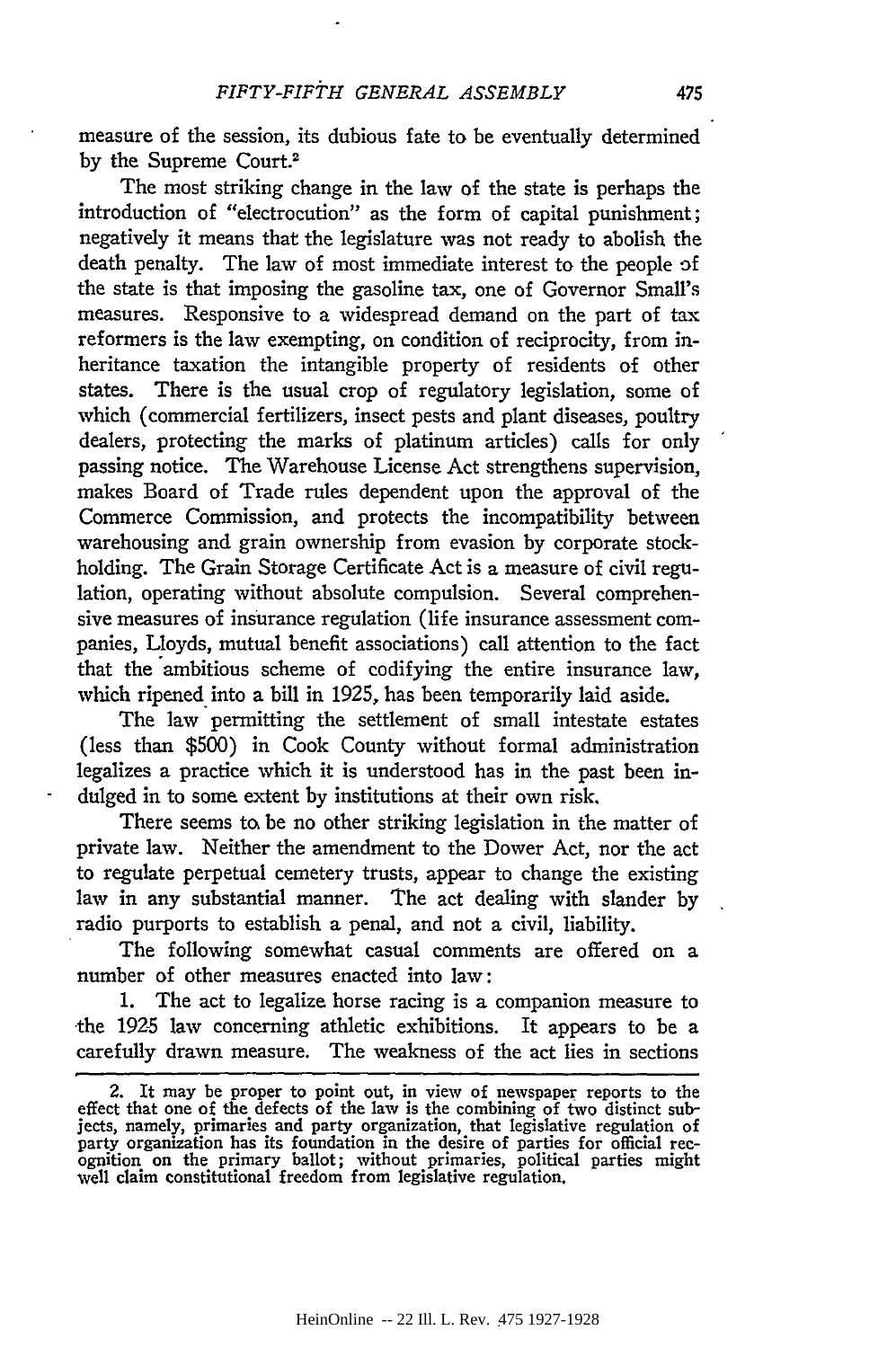measure of the session, its dubious fate to be eventually determined by the Supreme Court.[2]

The most striking change in the law of the state is perhaps the introduction of "electrocution" as the form of capital punishment; negatively it means that the legislature was not ready to abolish the death penalty. The law of most immediate interest to the people of the state is that imposing the gasoline tax, one of Governor Small's measures. Responsive to a widespread demand on the part of tax reformers is the law exempting, on condition of reciprocity, from inheritance taxation the intangible property of residents of other states. There is the usual crop of regulatory legislation, some of which (commercial fertilizers, insect pests and plant diseases, poultry dealers, protecting the marks of platinum articles) calls for only passing notice. The Warehouse License Act strengthens supervision, makes Board of Trade rules dependent upon the approval of the Commerce Commission, and protects the incompatibility between warehousing and grain ownership from evasion by corporate stockholding. The Grain Storage Certificate Act is a measure of civil regulation, operating without absolute compulsion. Several comprehensive measures of insurance regulation (life insurance assessment companies, Lloyds, mutual benefit associations) call attention to the fact that the ambitious scheme of codifying the entire insurance law, which ripened into a bill in 1925, has been temporarily laid aside.

The law permitting the settlement of small intestate estates (less than $500) in Cook County without formal administration legalizes a practice which it is understood has in the past been indulged in to some extent by institutions at their own risk.

There seems to be no other striking legislation in the matter of private law. Neither the amendment to the Dower Act, nor the act to regulate perpetual cemetery trusts, appear to change the existing law in any substantial manner. The act dealing with slander by radio purports to establish a penal, and not a civil, liability.

The following somewhat casual comments are offered on a number of other measures enacted into law:

1. The act to legalize horse racing is a companion measure to the 1925 law concerning athletic exhibitions. It appears to be a carefully drawn measure. The weakness of the act lies in sections

---

2. It may be proper to point out, in view of newspaper reports to the effect that one of the defects of the law is the combining of two distinct subjects, namely, primaries and party organization, that legislative regulation of party organization has its foundation in the desire of parties for official recognition on the primary ballot; without primaries, political parties might well claim constitutional freedom from legislative regulation.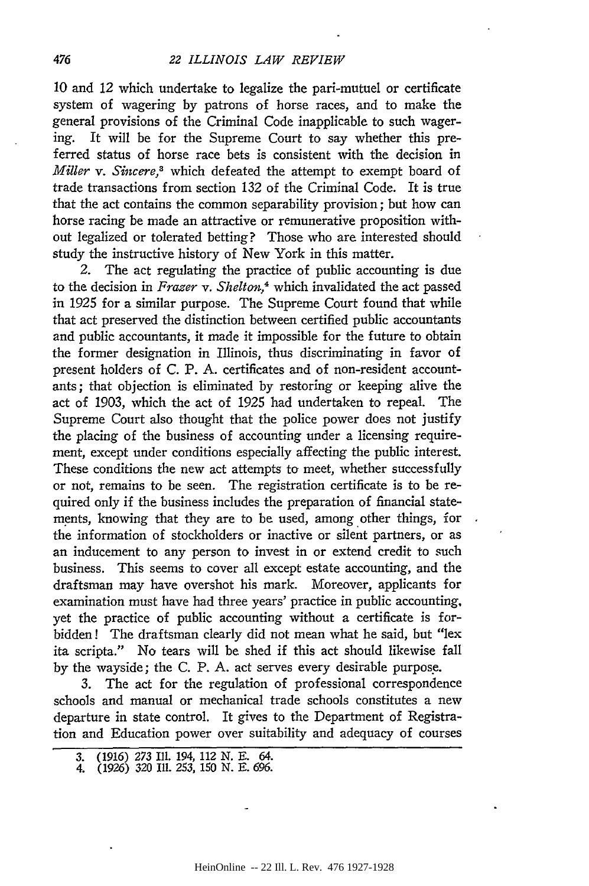10 and 12 which undertake to legalize the pari-mutuel or certificate system of wagering by patrons of horse races, and to make the general provisions of the Criminal Code inapplicable to such wagering. It will be for the Supreme Court to say whether this preferred status of horse race bets is consistent with the decision in *Miller* v. *Sincere*,[3] which defeated the attempt to exempt board of trade transactions from section 132 of the Criminal Code. It is true that the act contains the common separability provision; but how can horse racing be made an attractive or remunerative proposition without legalized or tolerated betting? Those who are interested should study the instructive history of New York in this matter.

2. The act regulating the practice of public accounting is due to the decision in *Frazer* v. *Shelton*,[4] which invalidated the act passed in 1925 for a similar purpose. The Supreme Court found that while that act preserved the distinction between certified public accountants and public accountants, it made it impossible for the future to obtain the former designation in Illinois, thus discriminating in favor of present holders of C. P. A. certificates and of non-resident accountants; that objection is eliminated by restoring or keeping alive the act of 1903, which the act of 1925 had undertaken to repeal. The Supreme Court also thought that the police power does not justify the placing of the business of accounting under a licensing requirement, except under conditions especially affecting the public interest. These conditions the new act attempts to meet, whether successfully or not, remains to be seen. The registration certificate is to be required only if the business includes the preparation of financial statements, knowing that they are to be used, among other things, for the information of stockholders or inactive or silent partners, or as an inducement to any person to invest in or extend credit to such business. This seems to cover all except estate accounting, and the draftsman may have overshot his mark. Moreover, applicants for examination must have had three years' practice in public accounting, yet the practice of public accounting without a certificate is forbidden! The draftsman clearly did not mean what he said, but "lex ita scripta." No tears will be shed if this act should likewise fall by the wayside; the C. P. A. act serves every desirable purpose.

3. The act for the regulation of professional correspondence schools and manual or mechanical trade schools constitutes a new departure in state control. It gives to the Department of Registration and Education power over suitability and adequacy of courses

---

3. (1916) 273 Ill. 194, 112 N. E. 64.
4. (1926) 320 Ill. 253, 150 N. E. 696.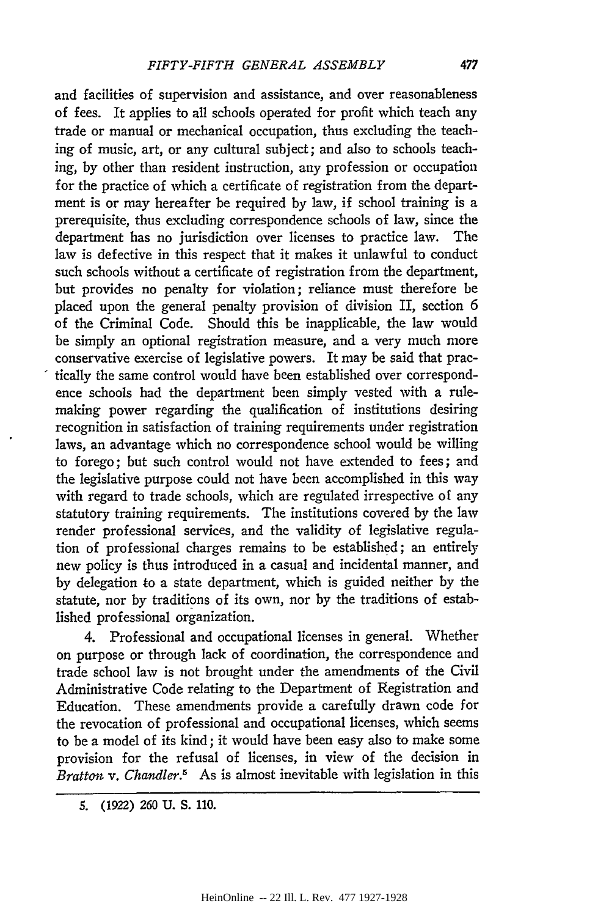and facilities of supervision and assistance, and over reasonableness of fees. It applies to all schools operated for profit which teach any trade or manual or mechanical occupation, thus excluding the teaching of music, art, or any cultural subject; and also to schools teaching, by other than resident instruction, any profession or occupation for the practice of which a certificate of registration from the department is or may hereafter be required by law, if school training is a prerequisite, thus excluding correspondence schools of law, since the department has no jurisdiction over licenses to practice law. The law is defective in this respect that it makes it unlawful to conduct such schools without a certificate of registration from the department, but provides no penalty for violation; reliance must therefore be placed upon the general penalty provision of division II, section 6 of the Criminal Code. Should this be inapplicable, the law would be simply an optional registration measure, and a very much more conservative exercise of legislative powers. It may be said that practically the same control would have been established over correspondence schools had the department been simply vested with a rule-making power regarding the qualification of institutions desiring recognition in satisfaction of training requirements under registration laws, an advantage which no correspondence school would be willing to forego; but such control would not have extended to fees; and the legislative purpose could not have been accomplished in this way with regard to trade schools, which are regulated irrespective of any statutory training requirements. The institutions covered by the law render professional services, and the validity of legislative regulation of professional charges remains to be established; an entirely new policy is thus introduced in a casual and incidental manner, and by delegation to a state department, which is guided neither by the statute, nor by traditions of its own, nor by the traditions of established professional organization.

4. Professional and occupational licenses in general. Whether on purpose or through lack of coordination, the correspondence and trade school law is not brought under the amendments of the Civil Administrative Code relating to the Department of Registration and Education. These amendments provide a carefully drawn code for the revocation of professional and occupational licenses, which seems to be a model of its kind; it would have been easy also to make some provision for the refusal of licenses, in view of the decision in *Bratton* v. *Chandler*.[5] As is almost inevitable with legislation in this

5. (1922) 260 U. S. 110.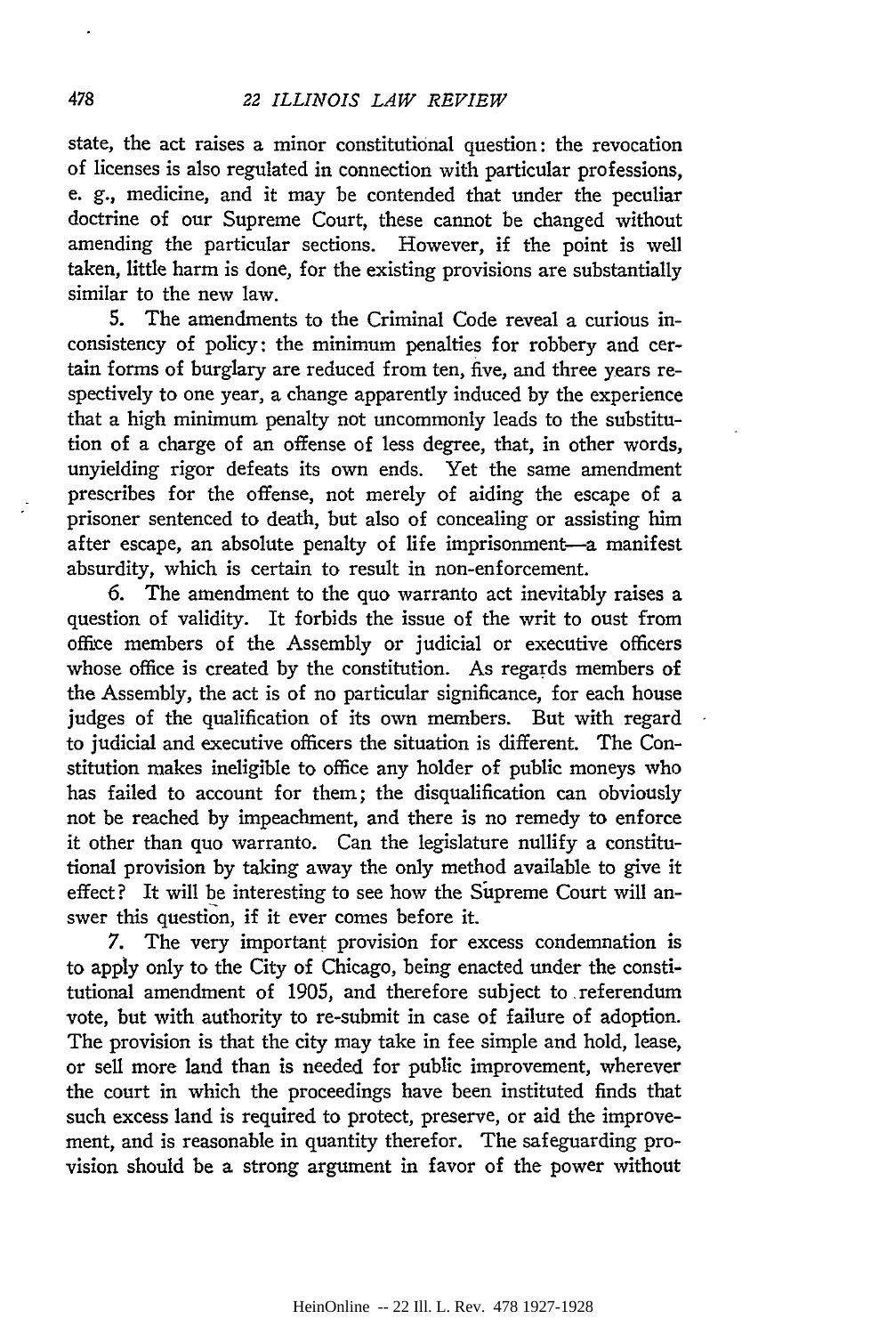state, the act raises a minor constitutional question: the revocation of licenses is also regulated in connection with particular professions, e. g., medicine, and it may be contended that under the peculiar doctrine of our Supreme Court, these cannot be changed without amending the particular sections. However, if the point is well taken, little harm is done, for the existing provisions are substantially similar to the new law.

5. The amendments to the Criminal Code reveal a curious inconsistency of policy: the minimum penalties for robbery and certain forms of burglary are reduced from ten, five, and three years respectively to one year, a change apparently induced by the experience that a high minimum penalty not uncommonly leads to the substitution of a charge of an offense of less degree, that, in other words, unyielding rigor defeats its own ends. Yet the same amendment prescribes for the offense, not merely of aiding the escape of a prisoner sentenced to death, but also of concealing or assisting him after escape, an absolute penalty of life imprisonment—a manifest absurdity, which is certain to result in non-enforcement.

6. The amendment to the quo warranto act inevitably raises a question of validity. It forbids the issue of the writ to oust from office members of the Assembly or judicial or executive officers whose office is created by the constitution. As regards members of the Assembly, the act is of no particular significance, for each house judges of the qualification of its own members. But with regard to judicial and executive officers the situation is different. The Constitution makes ineligible to office any holder of public moneys who has failed to account for them; the disqualification can obviously not be reached by impeachment, and there is no remedy to enforce it other than quo warranto. Can the legislature nullify a constitutional provision by taking away the only method available to give it effect? It will be interesting to see how the Supreme Court will answer this question, if it ever comes before it.

7. The very important provision for excess condemnation is to apply only to the City of Chicago, being enacted under the constitutional amendment of 1905, and therefore subject to referendum vote, but with authority to re-submit in case of failure of adoption. The provision is that the city may take in fee simple and hold, lease, or sell more land than is needed for public improvement, wherever the court in which the proceedings have been instituted finds that such excess land is required to protect, preserve, or aid the improvement, and is reasonable in quantity therefor. The safeguarding provision should be a strong argument in favor of the power without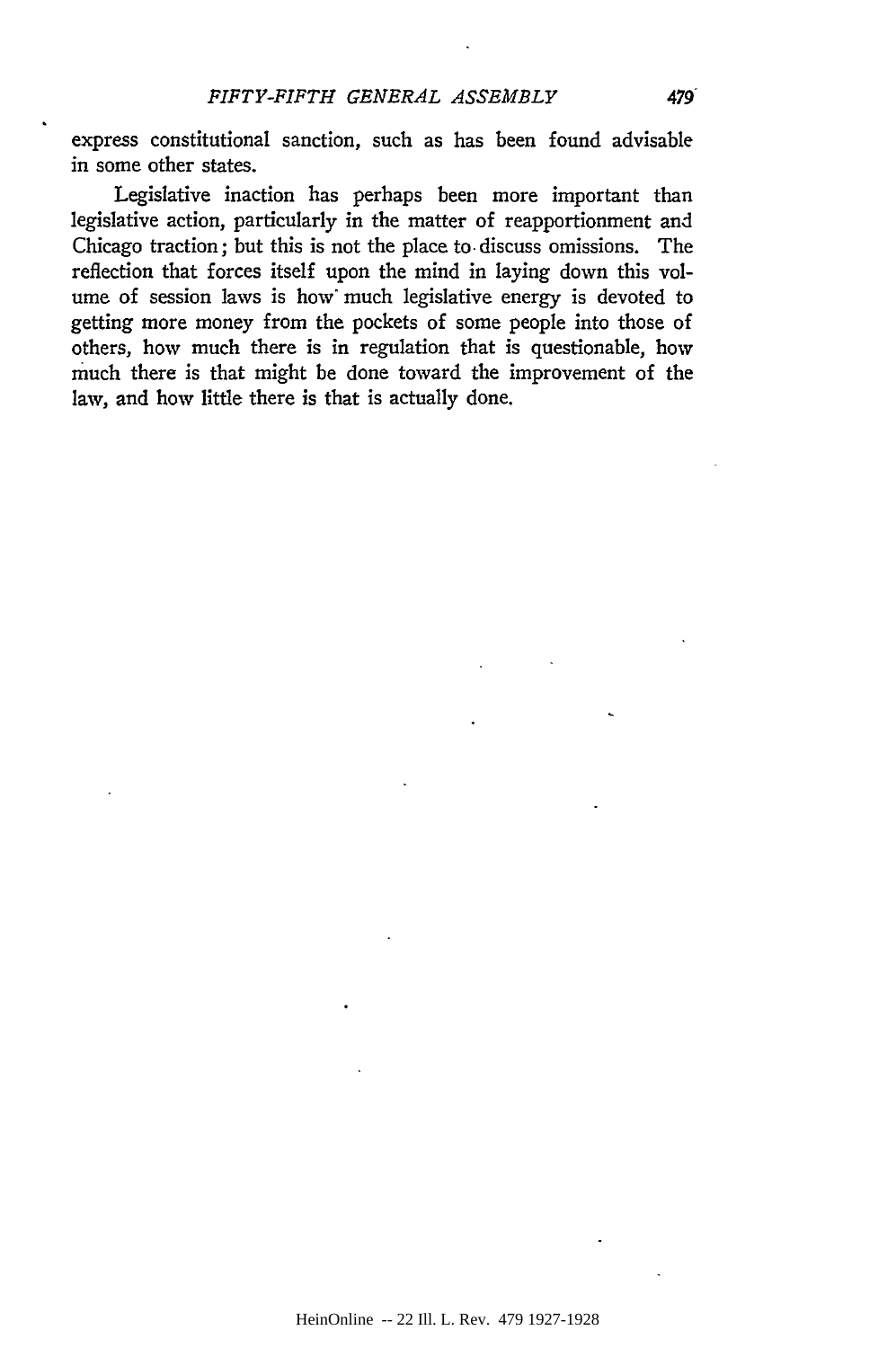express constitutional sanction, such as has been found advisable in some other states.

Legislative inaction has perhaps been more important than legislative action, particularly in the matter of reapportionment and Chicago traction; but this is not the place to discuss omissions. The reflection that forces itself upon the mind in laying down this volume of session laws is how much legislative energy is devoted to getting more money from the pockets of some people into those of others, how much there is in regulation that is questionable, how much there is that might be done toward the improvement of the law, and how little there is that is actually done.